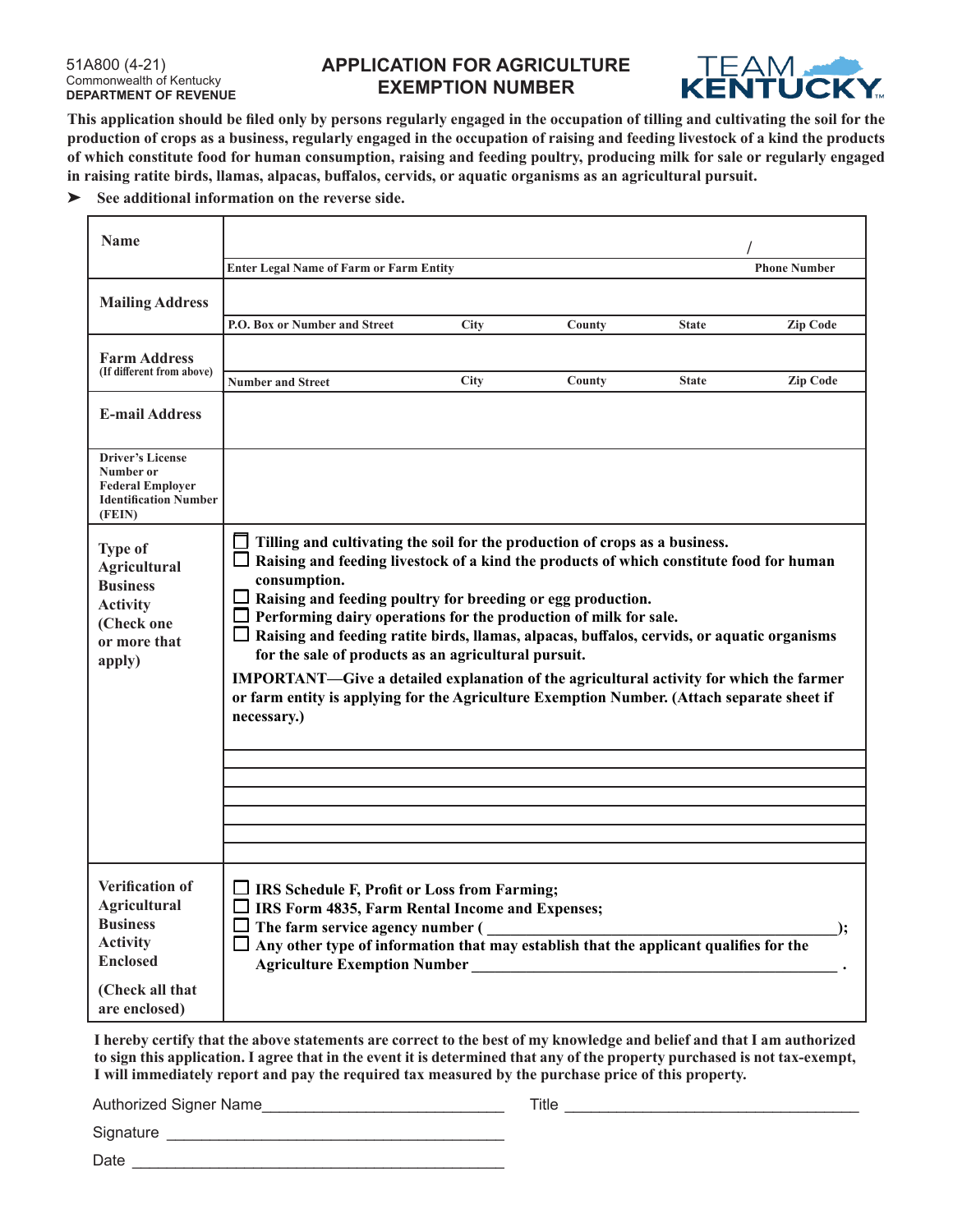51A800 (4-21)
Commonwealth of Kentucky
**DEPARTMENT OF REVENUE**

# APPLICATION FOR AGRICULTURE EXEMPTION NUMBER

TEAM KENTUCKY

**This application should be filed only by persons regularly engaged in the occupation of tilling and cultivating the soil for the production of crops as a business, regularly engaged in the occupation of raising and feeding livestock of a kind the products of which constitute food for human consumption, raising and feeding poultry, producing milk for sale or regularly engaged in raising ratite birds, llamas, alpacas, buffalos, cervids, or aquatic organisms as an agricultural pursuit.**

➤ **See additional information on the reverse side.**

| | |
|---|---|
| **Name** | Enter Legal Name of Farm or Farm Entity / Phone Number |
| **Mailing Address** | P.O. Box or Number and Street, City, County, State, Zip Code |
| **Farm Address** (If different from above) | Number and Street, City, County, State, Zip Code |
| **E-mail Address** | |
| **Driver's License Number or Federal Employer Identification Number (FEIN)** | |
| **Type of Agricultural Business Activity (Check one or more that apply)** | ☐ Tilling and cultivating the soil for the production of crops as a business.<br>☐ Raising and feeding livestock of a kind the products of which constitute food for human consumption.<br>☐ Raising and feeding poultry for breeding or egg production.<br>☐ Performing dairy operations for the production of milk for sale.<br>☐ Raising and feeding ratite birds, llamas, alpacas, buffalos, cervids, or aquatic organisms for the sale of products as an agricultural pursuit.<br>IMPORTANT—Give a detailed explanation of the agricultural activity for which the farmer or farm entity is applying for the Agriculture Exemption Number. (Attach separate sheet if necessary.)<br>\_\_\_\_\_\_\_\_\_\_\_\_\_\_\_\_\_\_\_\_\_\_\_\_\_\_\_\_\_\_\_\_\_\_\_\_\_\_\_\_<br>\_\_\_\_\_\_\_\_\_\_\_\_\_\_\_\_\_\_\_\_\_\_\_\_\_\_\_\_\_\_\_\_\_\_\_\_\_\_\_\_<br>\_\_\_\_\_\_\_\_\_\_\_\_\_\_\_\_\_\_\_\_\_\_\_\_\_\_\_\_\_\_\_\_\_\_\_\_\_\_\_\_<br>\_\_\_\_\_\_\_\_\_\_\_\_\_\_\_\_\_\_\_\_\_\_\_\_\_\_\_\_\_\_\_\_\_\_\_\_\_\_\_\_<br>\_\_\_\_\_\_\_\_\_\_\_\_\_\_\_\_\_\_\_\_\_\_\_\_\_\_\_\_\_\_\_\_\_\_\_\_\_\_\_\_ |
| **Verification of Agricultural Business Activity Enclosed (Check all that are enclosed)** | ☐ IRS Schedule F, Profit or Loss from Farming;<br>☐ IRS Form 4835, Farm Rental Income and Expenses;<br>☐ The farm service agency number ( \_\_\_\_\_\_\_\_\_\_\_\_\_\_\_\_\_\_\_\_ );<br>☐ Any other type of information that may establish that the applicant qualifies for the Agriculture Exemption Number \_\_\_\_\_\_\_\_\_\_\_\_\_\_\_\_\_\_\_\_ . |

**I hereby certify that the above statements are correct to the best of my knowledge and belief and that I am authorized to sign this application. I agree that in the event it is determined that any of the property purchased is not tax-exempt, I will immediately report and pay the required tax measured by the purchase price of this property.**

Authorized Signer Name \_\_\_\_\_\_\_\_\_\_\_\_\_\_\_\_\_\_\_\_\_\_\_\_\_\_ Title \_\_\_\_\_\_\_\_\_\_\_\_\_\_\_\_\_\_\_\_\_\_\_\_\_\_

Signature \_\_\_\_\_\_\_\_\_\_\_\_\_\_\_\_\_\_\_\_\_\_\_\_\_\_\_\_\_\_\_\_\_\_\_\_

Date \_\_\_\_\_\_\_\_\_\_\_\_\_\_\_\_\_\_\_\_\_\_\_\_\_\_\_\_\_\_\_\_\_\_\_\_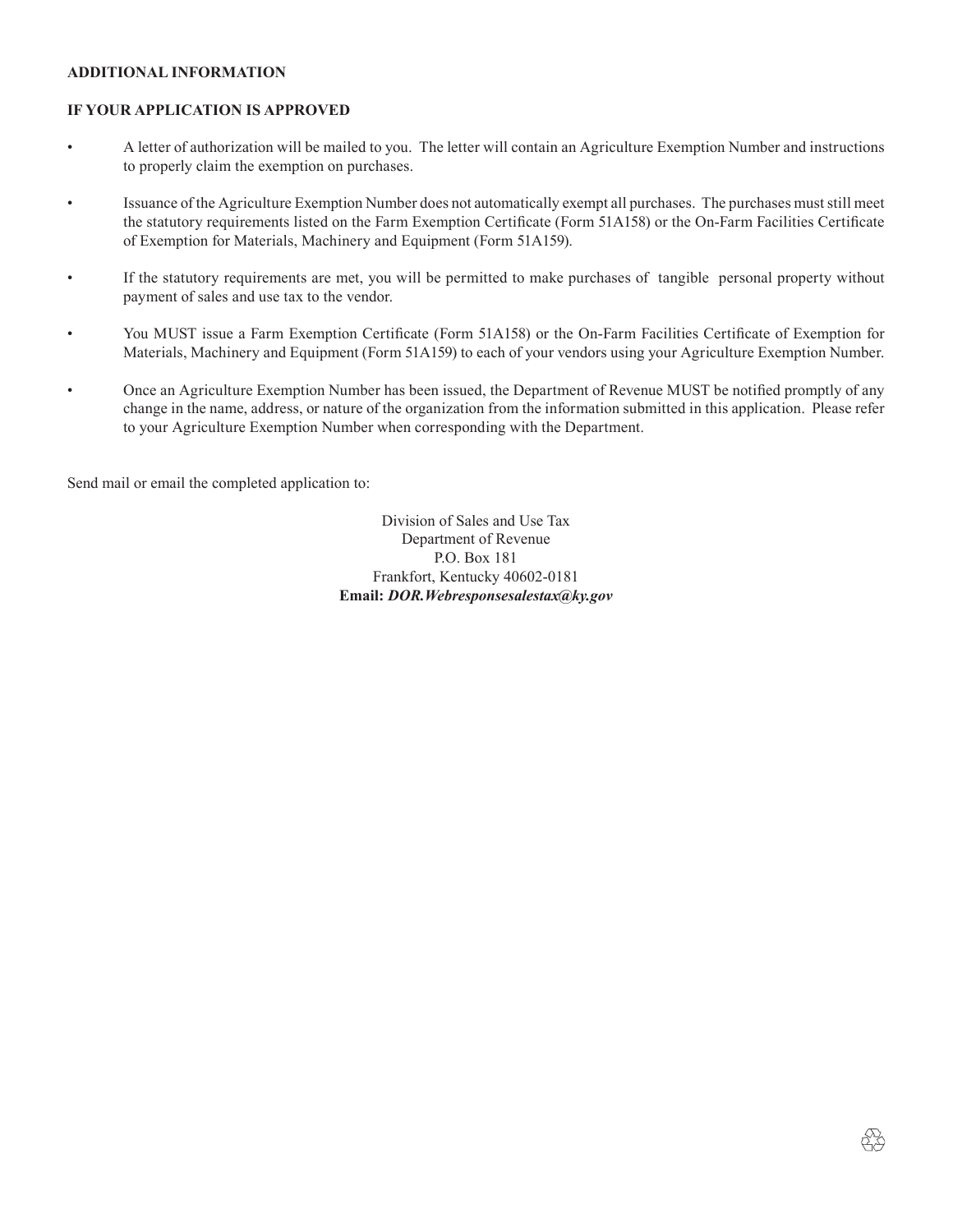## ADDITIONAL INFORMATION

## IF YOUR APPLICATION IS APPROVED

- A letter of authorization will be mailed to you. The letter will contain an Agriculture Exemption Number and instructions to properly claim the exemption on purchases.
- Issuance of the Agriculture Exemption Number does not automatically exempt all purchases. The purchases must still meet the statutory requirements listed on the Farm Exemption Certificate (Form 51A158) or the On-Farm Facilities Certificate of Exemption for Materials, Machinery and Equipment (Form 51A159).
- If the statutory requirements are met, you will be permitted to make purchases of tangible personal property without payment of sales and use tax to the vendor.
- You MUST issue a Farm Exemption Certificate (Form 51A158) or the On-Farm Facilities Certificate of Exemption for Materials, Machinery and Equipment (Form 51A159) to each of your vendors using your Agriculture Exemption Number.
- Once an Agriculture Exemption Number has been issued, the Department of Revenue MUST be notified promptly of any change in the name, address, or nature of the organization from the information submitted in this application. Please refer to your Agriculture Exemption Number when corresponding with the Department.

Send mail or email the completed application to:

Division of Sales and Use Tax
Department of Revenue
P.O. Box 181
Frankfort, Kentucky 40602-0181
**Email:** ***DOR.Webresponsesalestax@ky.gov***